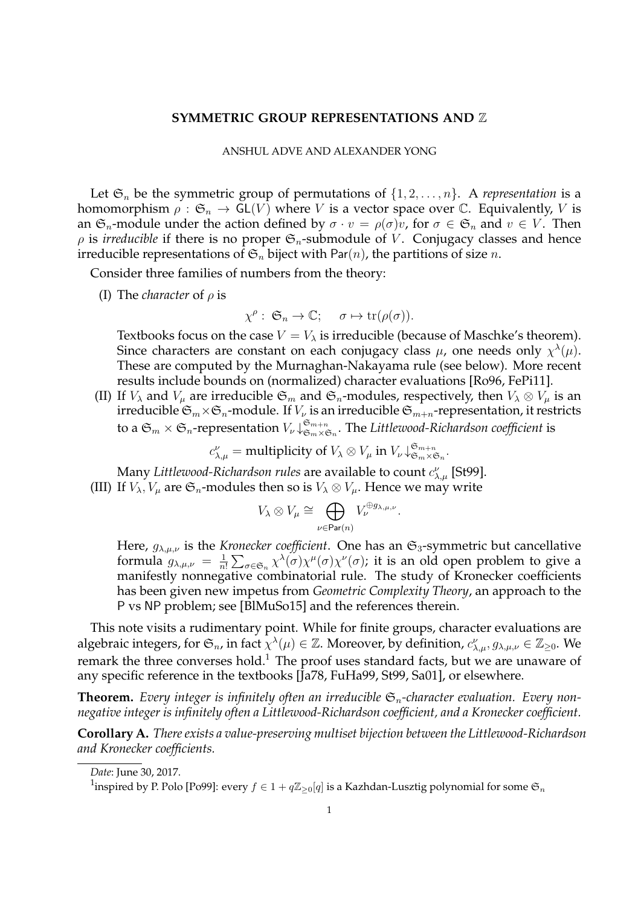# SYMMETRIC GROUP REPRESENTATIONS AND $\mathbb{Z}$

ANSHUL ADVE AND ALEXANDER YONG

Let $\mathfrak{S}_n$ be the symmetric group of permutations of $\{1, 2, \ldots, n\}$. A *representation* is a homomorphism $\rho : \mathfrak{S}_n \to \mathsf{GL}(V)$ where $V$ is a vector space over $\mathbb{C}$. Equivalently, $V$ is an $\mathfrak{S}_n$-module under the action defined by $\sigma \cdot v = \rho(\sigma)v$, for $\sigma \in \mathfrak{S}_n$ and $v \in V$. Then $\rho$ is *irreducible* if there is no proper $\mathfrak{S}_n$-submodule of $V$. Conjugacy classes and hence irreducible representations of $\mathfrak{S}_n$ biject with $\mathsf{Par}(n)$, the partitions of size $n$.

Consider three families of numbers from the theory:

(I) The *character* of $\rho$ is

$$\chi^\rho : \mathfrak{S}_n \to \mathbb{C}; \quad \sigma \mapsto \mathrm{tr}(\rho(\sigma)).$$

Textbooks focus on the case $V = V_\lambda$ is irreducible (because of Maschke's theorem). Since characters are constant on each conjugacy class $\mu$, one needs only $\chi^\lambda(\mu)$. These are computed by the Murnaghan-Nakayama rule (see below). More recent results include bounds on (normalized) character evaluations [Ro96, FePi11].

(II) If $V_\lambda$ and $V_\mu$ are irreducible $\mathfrak{S}_m$ and $\mathfrak{S}_n$-modules, respectively, then $V_\lambda \otimes V_\mu$ is an irreducible $\mathfrak{S}_m \times \mathfrak{S}_n$-module. If $V_\nu$ is an irreducible $\mathfrak{S}_{m+n}$-representation, it restricts to a $\mathfrak{S}_m \times \mathfrak{S}_n$-representation $V_\nu \downarrow^{\mathfrak{S}_{m+n}}_{\mathfrak{S}_m \times \mathfrak{S}_n}$. The *Littlewood-Richardson coefficient* is

$$c_{\lambda,\mu}^{\nu} = \text{multiplicity of } V_\lambda \otimes V_\mu \text{ in } V_\nu \downarrow^{\mathfrak{S}_{m+n}}_{\mathfrak{S}_m \times \mathfrak{S}_n}.$$

Many *Littlewood-Richardson rules* are available to count $c_{\lambda,\mu}^{\nu}$ [St99].

(III) If $V_\lambda, V_\mu$ are $\mathfrak{S}_n$-modules then so is $V_\lambda \otimes V_\mu$. Hence we may write

$$V_\lambda \otimes V_\mu \cong \bigoplus_{\nu \in \mathsf{Par}(n)} V_\nu^{\oplus g_{\lambda,\mu,\nu}}.$$

Here, $g_{\lambda,\mu,\nu}$ is the *Kronecker coefficient*. One has an $\mathfrak{S}_3$-symmetric but cancellative formula $g_{\lambda,\mu,\nu} = \frac{1}{n!}\sum_{\sigma \in \mathfrak{S}_n} \chi^\lambda(\sigma)\chi^\mu(\sigma)\chi^\nu(\sigma)$; it is an old open problem to give a manifestly nonnegative combinatorial rule. The study of Kronecker coefficients has been given new impetus from *Geometric Complexity Theory*, an approach to the P vs NP problem; see [BlMuSo15] and the references therein.

This note visits a rudimentary point. While for finite groups, character evaluations are algebraic integers, for $\mathfrak{S}_n$, in fact $\chi^\lambda(\mu) \in \mathbb{Z}$. Moreover, by definition, $c_{\lambda,\mu}^{\nu}, g_{\lambda,\mu,\nu} \in \mathbb{Z}_{\geq 0}$. We remark the three converses hold.[1] The proof uses standard facts, but we are unaware of any specific reference in the textbooks [Ja78, FuHa99, St99, Sa01], or elsewhere.

**Theorem.** *Every integer is infinitely often an irreducible $\mathfrak{S}_n$-character evaluation. Every nonnegative integer is infinitely often a Littlewood-Richardson coefficient, and a Kronecker coefficient.*

**Corollary A.** *There exists a value-preserving multiset bijection between the Littlewood-Richardson and Kronecker coefficients.*

---

*Date*: June 30, 2017.

[1] inspired by P. Polo [Po99]: every $f \in 1 + q\mathbb{Z}_{\geq 0}[q]$ is a Kazhdan-Lusztig polynomial for some $\mathfrak{S}_n$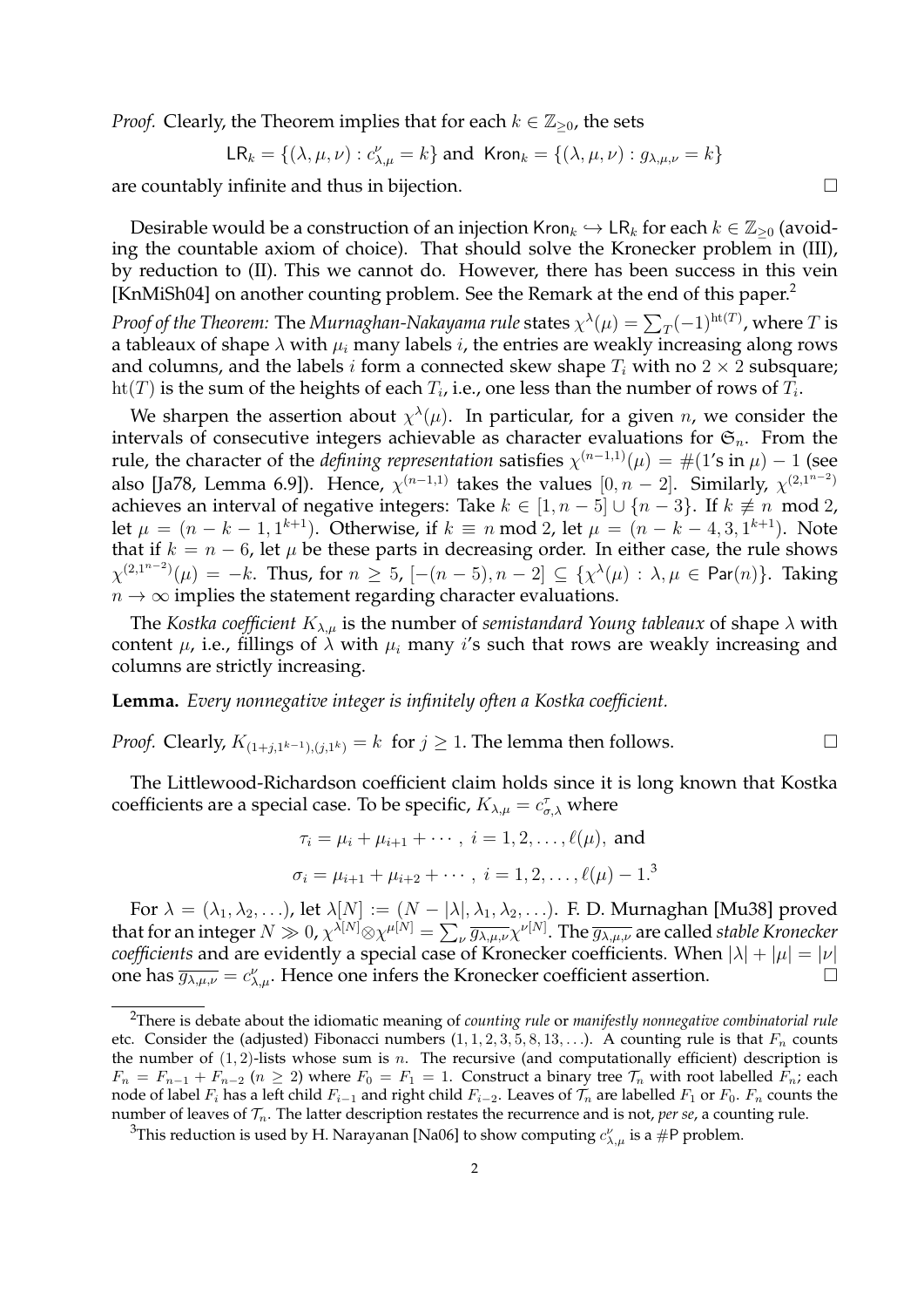*Proof.* Clearly, the Theorem implies that for each $k \in \mathbb{Z}_{\geq 0}$, the sets

$$\mathsf{LR}_k = \{(\lambda, \mu, \nu) : c_{\lambda,\mu}^{\nu} = k\} \text{ and } \mathsf{Kron}_k = \{(\lambda, \mu, \nu) : g_{\lambda,\mu,\nu} = k\}$$

are countably infinite and thus in bijection. □

Desirable would be a construction of an injection $\mathsf{Kron}_k \hookrightarrow \mathsf{LR}_k$ for each $k \in \mathbb{Z}_{\geq 0}$ (avoiding the countable axiom of choice). That should solve the Kronecker problem in (III), by reduction to (II). This we cannot do. However, there has been success in this vein [KnMiSh04] on another counting problem. See the Remark at the end of this paper.[2]

*Proof of the Theorem:* The *Murnaghan-Nakayama rule* states $\chi^{\lambda}(\mu) = \sum_T (-1)^{\mathrm{ht}(T)}$, where $T$ is a tableaux of shape $\lambda$ with $\mu_i$ many labels $i$, the entries are weakly increasing along rows and columns, and the labels $i$ form a connected skew shape $T_i$ with no $2 \times 2$ subsquare; $\mathrm{ht}(T)$ is the sum of the heights of each $T_i$, i.e., one less than the number of rows of $T_i$.

We sharpen the assertion about $\chi^{\lambda}(\mu)$. In particular, for a given $n$, we consider the intervals of consecutive integers achievable as character evaluations for $\mathfrak{S}_n$. From the rule, the character of the *defining representation* satisfies $\chi^{(n-1,1)}(\mu) = \#(1\text{'s in } \mu) - 1$ (see also [Ja78, Lemma 6.9]). Hence, $\chi^{(n-1,1)}$ takes the values $[0, n-2]$. Similarly, $\chi^{(2,1^{n-2})}$ achieves an interval of negative integers: Take $k \in [1, n-5] \cup \{n-3\}$. If $k \not\equiv n \mod 2$, let $\mu = (n-k-1, 1^{k+1})$. Otherwise, if $k \equiv n \bmod 2$, let $\mu = (n-k-4, 3, 1^{k+1})$. Note that if $k = n-6$, let $\mu$ be these parts in decreasing order. In either case, the rule shows $\chi^{(2,1^{n-2})}(\mu) = -k$. Thus, for $n \geq 5$, $[-(n-5), n-2] \subseteq \{\chi^{\lambda}(\mu) : \lambda, \mu \in \mathsf{Par}(n)\}$. Taking $n \to \infty$ implies the statement regarding character evaluations.

The *Kostka coefficient* $K_{\lambda,\mu}$ is the number of *semistandard Young tableaux* of shape $\lambda$ with content $\mu$, i.e., fillings of $\lambda$ with $\mu_i$ many $i$'s such that rows are weakly increasing and columns are strictly increasing.

**Lemma.** *Every nonnegative integer is infinitely often a Kostka coefficient.*

*Proof.* Clearly, $K_{(1+j,1^{k-1}),(j,1^k)} = k$ for $j \geq 1$. The lemma then follows. □

The Littlewood-Richardson coefficient claim holds since it is long known that Kostka coefficients are a special case. To be specific, $K_{\lambda,\mu} = c_{\sigma,\lambda}^{\tau}$ where

$$\tau_i = \mu_i + \mu_{i+1} + \cdots, \ i = 1, 2, \ldots, \ell(\mu), \text{ and}$$

$$\sigma_i = \mu_{i+1} + \mu_{i+2} + \cdots, \ i = 1, 2, \ldots, \ell(\mu) - 1.$$[3]

For $\lambda = (\lambda_1, \lambda_2, \ldots)$, let $\lambda[N] := (N - |\lambda|, \lambda_1, \lambda_2, \ldots)$. F. D. Murnaghan [Mu38] proved that for an integer $N \gg 0$, $\chi^{\lambda[N]} \otimes \chi^{\mu[N]} = \sum_{\nu} \overline{g_{\lambda,\mu,\nu}} \chi^{\nu[N]}$. The $\overline{g_{\lambda,\mu,\nu}}$ are called *stable Kronecker coefficients* and are evidently a special case of Kronecker coefficients. When $|\lambda| + |\mu| = |\nu|$ one has $\overline{g_{\lambda,\mu,\nu}} = c_{\lambda,\mu}^{\nu}$. Hence one infers the Kronecker coefficient assertion. □

---

[2] There is debate about the idiomatic meaning of *counting rule* or *manifestly nonnegative combinatorial rule* etc. Consider the (adjusted) Fibonacci numbers $(1, 1, 2, 3, 5, 8, 13, \ldots)$. A counting rule is that $F_n$ counts the number of $(1, 2)$-lists whose sum is $n$. The recursive (and computationally efficient) description is $F_n = F_{n-1} + F_{n-2}$ ($n \geq 2$) where $F_0 = F_1 = 1$. Construct a binary tree $\mathcal{T}_n$ with root labelled $F_n$; each node of label $F_i$ has a left child $F_{i-1}$ and right child $F_{i-2}$. Leaves of $\mathcal{T}_n$ are labelled $F_1$ or $F_0$. $F_n$ counts the number of leaves of $\mathcal{T}_n$. The latter description restates the recurrence and is not, *per se*, a counting rule.

[3] This reduction is used by H. Narayanan [Na06] to show computing $c_{\lambda,\mu}^{\nu}$ is a $\#\mathsf{P}$ problem.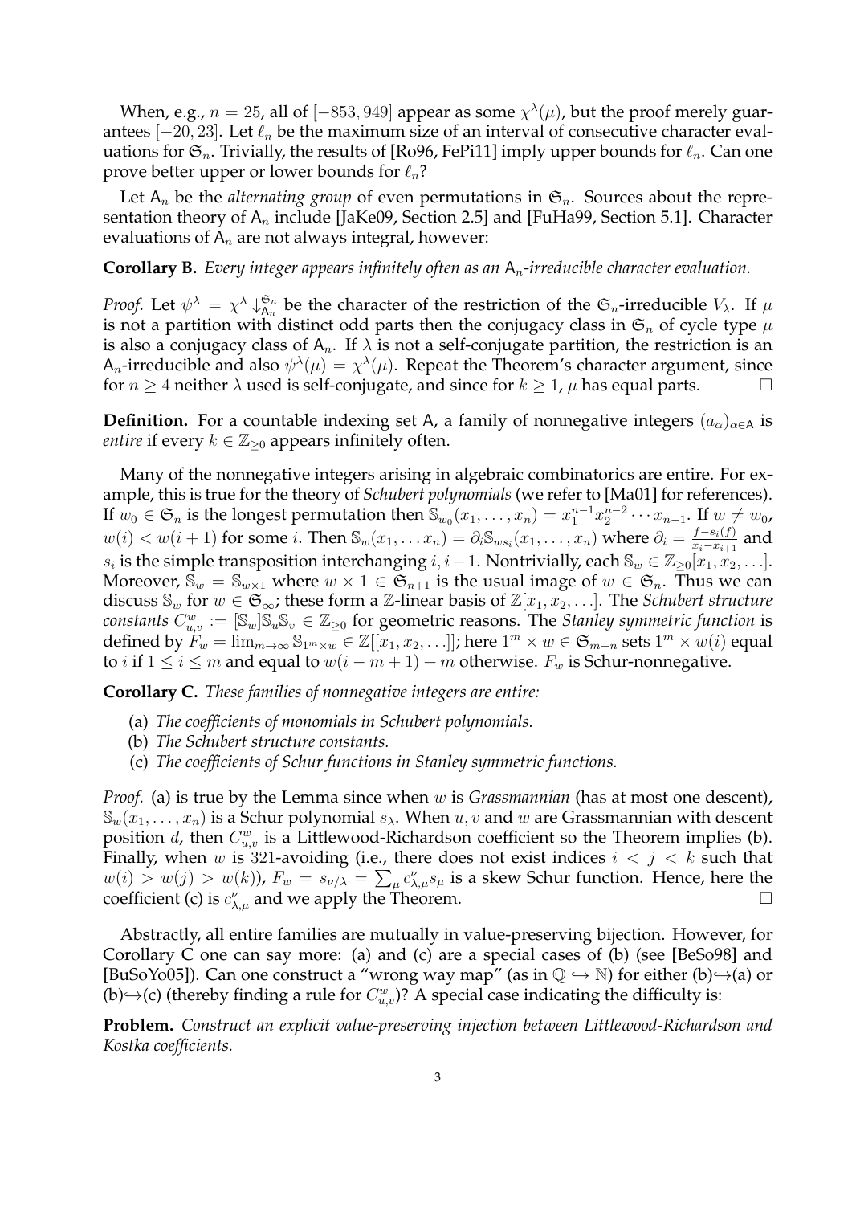When, e.g., $n = 25$, all of $[-853, 949]$ appear as some $\chi^\lambda(\mu)$, but the proof merely guarantees $[-20, 23]$. Let $\ell_n$ be the maximum size of an interval of consecutive character evaluations for $\mathfrak{S}_n$. Trivially, the results of [Ro96, FePi11] imply upper bounds for $\ell_n$. Can one prove better upper or lower bounds for $\ell_n$?

Let $\mathsf{A}_n$ be the *alternating group* of even permutations in $\mathfrak{S}_n$. Sources about the representation theory of $\mathsf{A}_n$ include [JaKe09, Section 2.5] and [FuHa99, Section 5.1]. Character evaluations of $\mathsf{A}_n$ are not always integral, however:

**Corollary B.** *Every integer appears infinitely often as an $\mathsf{A}_n$-irreducible character evaluation.*

*Proof.* Let $\psi^\lambda = \chi^\lambda \downarrow_{\mathsf{A}_n}^{\mathfrak{S}_n}$ be the character of the restriction of the $\mathfrak{S}_n$-irreducible $V_\lambda$. If $\mu$ is not a partition with distinct odd parts then the conjugacy class in $\mathfrak{S}_n$ of cycle type $\mu$ is also a conjugacy class of $\mathsf{A}_n$. If $\lambda$ is not a self-conjugate partition, the restriction is an $\mathsf{A}_n$-irreducible and also $\psi^\lambda(\mu) = \chi^\lambda(\mu)$. Repeat the Theorem's character argument, since for $n \geq 4$ neither $\lambda$ used is self-conjugate, and since for $k \geq 1$, $\mu$ has equal parts. $\square$

**Definition.** For a countable indexing set $\mathsf{A}$, a family of nonnegative integers $(a_\alpha)_{\alpha \in \mathsf{A}}$ is *entire* if every $k \in \mathbb{Z}_{\geq 0}$ appears infinitely often.

Many of the nonnegative integers arising in algebraic combinatorics are entire. For example, this is true for the theory of *Schubert polynomials* (we refer to [Ma01] for references). If $w_0 \in \mathfrak{S}_n$ is the longest permutation then $\mathfrak{S}_{w_0}(x_1, \ldots, x_n) = x_1^{n-1} x_2^{n-2} \cdots x_{n-1}$. If $w \neq w_0$, $w(i) < w(i+1)$ for some $i$. Then $\mathfrak{S}_w(x_1, \ldots x_n) = \partial_i \mathfrak{S}_{w s_i}(x_1, \ldots, x_n)$ where $\partial_i = \frac{f - s_i(f)}{x_i - x_{i+1}}$ and $s_i$ is the simple transposition interchanging $i, i+1$. Nontrivially, each $\mathfrak{S}_w \in \mathbb{Z}_{\geq 0}[x_1, x_2, \ldots]$. Moreover, $\mathfrak{S}_w = \mathfrak{S}_{w \times 1}$ where $w \times 1 \in \mathfrak{S}_{n+1}$ is the usual image of $w \in \mathfrak{S}_n$. Thus we can discuss $\mathfrak{S}_w$ for $w \in \mathfrak{S}_\infty$; these form a $\mathbb{Z}$-linear basis of $\mathbb{Z}[x_1, x_2, \ldots]$. The *Schubert structure constants* $C_{u,v}^w := [\mathfrak{S}_w]\mathfrak{S}_u \mathfrak{S}_v \in \mathbb{Z}_{\geq 0}$ for geometric reasons. The *Stanley symmetric function* is defined by $F_w = \lim_{m \to \infty} \mathfrak{S}_{1^m \times w} \in \mathbb{Z}[[x_1, x_2, \ldots]]$; here $1^m \times w \in \mathfrak{S}_{m+n}$ sets $1^m \times w(i)$ equal to $i$ if $1 \leq i \leq m$ and equal to $w(i - m + 1) + m$ otherwise. $F_w$ is Schur-nonnegative.

**Corollary C.** *These families of nonnegative integers are entire:*

(a) *The coefficients of monomials in Schubert polynomials.*
(b) *The Schubert structure constants.*
(c) *The coefficients of Schur functions in Stanley symmetric functions.*

*Proof.* (a) is true by the Lemma since when $w$ is *Grassmannian* (has at most one descent), $\mathfrak{S}_w(x_1, \ldots, x_n)$ is a Schur polynomial $s_\lambda$. When $u, v$ and $w$ are Grassmannian with descent position $d$, then $C_{u,v}^w$ is a Littlewood-Richardson coefficient so the Theorem implies (b). Finally, when $w$ is 321-avoiding (i.e., there does not exist indices $i < j < k$ such that $w(i) > w(j) > w(k)$), $F_w = s_{\nu/\lambda} = \sum_\mu c_{\lambda,\mu}^\nu s_\mu$ is a skew Schur function. Hence, here the coefficient (c) is $c_{\lambda,\mu}^\nu$ and we apply the Theorem. $\square$

Abstractly, all entire families are mutually in value-preserving bijection. However, for Corollary C one can say more: (a) and (c) are a special cases of (b) (see [BeSo98] and [BuSoYo05]). Can one construct a "wrong way map" (as in $\mathbb{Q} \hookrightarrow \mathbb{N}$) for either (b)$\hookrightarrow$(a) or (b)$\hookrightarrow$(c) (thereby finding a rule for $C_{u,v}^w$)? A special case indicating the difficulty is:

**Problem.** *Construct an explicit value-preserving injection between Littlewood-Richardson and Kostka coefficients.*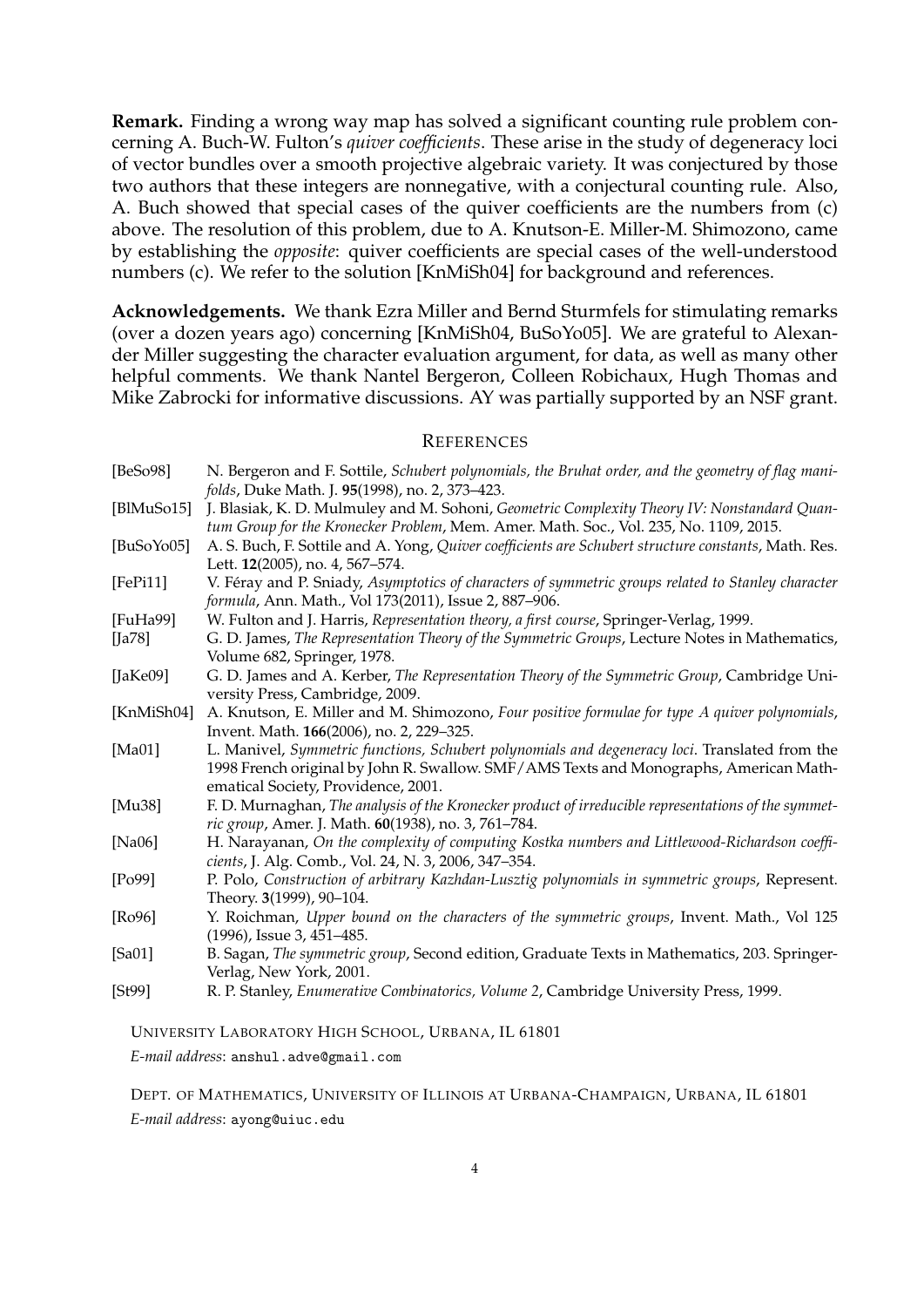**Remark.** Finding a wrong way map has solved a significant counting rule problem concerning A. Buch-W. Fulton's *quiver coefficients*. These arise in the study of degeneracy loci of vector bundles over a smooth projective algebraic variety. It was conjectured by those two authors that these integers are nonnegative, with a conjectural counting rule. Also, A. Buch showed that special cases of the quiver coefficients are the numbers from (c) above. The resolution of this problem, due to A. Knutson-E. Miller-M. Shimozono, came by establishing the *opposite*: quiver coefficients are special cases of the well-understood numbers (c). We refer to the solution [KnMiSh04] for background and references.

**Acknowledgements.** We thank Ezra Miller and Bernd Sturmfels for stimulating remarks (over a dozen years ago) concerning [KnMiSh04, BuSoYo05]. We are grateful to Alexander Miller suggesting the character evaluation argument, for data, as well as many other helpful comments. We thank Nantel Bergeron, Colleen Robichaux, Hugh Thomas and Mike Zabrocki for informative discussions. AY was partially supported by an NSF grant.

## References

- [BeSo98] N. Bergeron and F. Sottile, *Schubert polynomials, the Bruhat order, and the geometry of flag manifolds*, Duke Math. J. **95**(1998), no. 2, 373–423.
- [BlMuSo15] J. Blasiak, K. D. Mulmuley and M. Sohoni, *Geometric Complexity Theory IV: Nonstandard Quantum Group for the Kronecker Problem*, Mem. Amer. Math. Soc., Vol. 235, No. 1109, 2015.
- [BuSoYo05] A. S. Buch, F. Sottile and A. Yong, *Quiver coefficients are Schubert structure constants*, Math. Res. Lett. **12**(2005), no. 4, 567–574.
- [FePi11] V. Féray and P. Sniady, *Asymptotics of characters of symmetric groups related to Stanley character formula*, Ann. Math., Vol 173(2011), Issue 2, 887–906.
- [FuHa99] W. Fulton and J. Harris, *Representation theory, a first course*, Springer-Verlag, 1999.
- [Ja78] G. D. James, *The Representation Theory of the Symmetric Groups*, Lecture Notes in Mathematics, Volume 682, Springer, 1978.
- [JaKe09] G. D. James and A. Kerber, *The Representation Theory of the Symmetric Group*, Cambridge University Press, Cambridge, 2009.
- [KnMiSh04] A. Knutson, E. Miller and M. Shimozono, *Four positive formulae for type A quiver polynomials*, Invent. Math. **166**(2006), no. 2, 229–325.
- [Ma01] L. Manivel, *Symmetric functions, Schubert polynomials and degeneracy loci*. Translated from the 1998 French original by John R. Swallow. SMF/AMS Texts and Monographs, American Mathematical Society, Providence, 2001.
- [Mu38] F. D. Murnaghan, *The analysis of the Kronecker product of irreducible representations of the symmetric group*, Amer. J. Math. **60**(1938), no. 3, 761–784.
- [Na06] H. Narayanan, *On the complexity of computing Kostka numbers and Littlewood-Richardson coefficients*, J. Alg. Comb., Vol. 24, N. 3, 2006, 347–354.
- [Po99] P. Polo, *Construction of arbitrary Kazhdan-Lusztig polynomials in symmetric groups*, Represent. Theory. **3**(1999), 90–104.
- [Ro96] Y. Roichman, *Upper bound on the characters of the symmetric groups*, Invent. Math., Vol 125 (1996), Issue 3, 451–485.
- [Sa01] B. Sagan, *The symmetric group*, Second edition, Graduate Texts in Mathematics, 203. Springer-Verlag, New York, 2001.
- [St99] R. P. Stanley, *Enumerative Combinatorics, Volume 2*, Cambridge University Press, 1999.

University Laboratory High School, Urbana, IL 61801

*E-mail address*: anshul.adve@gmail.com

Dept. of Mathematics, University of Illinois at Urbana-Champaign, Urbana, IL 61801

*E-mail address*: ayong@uiuc.edu